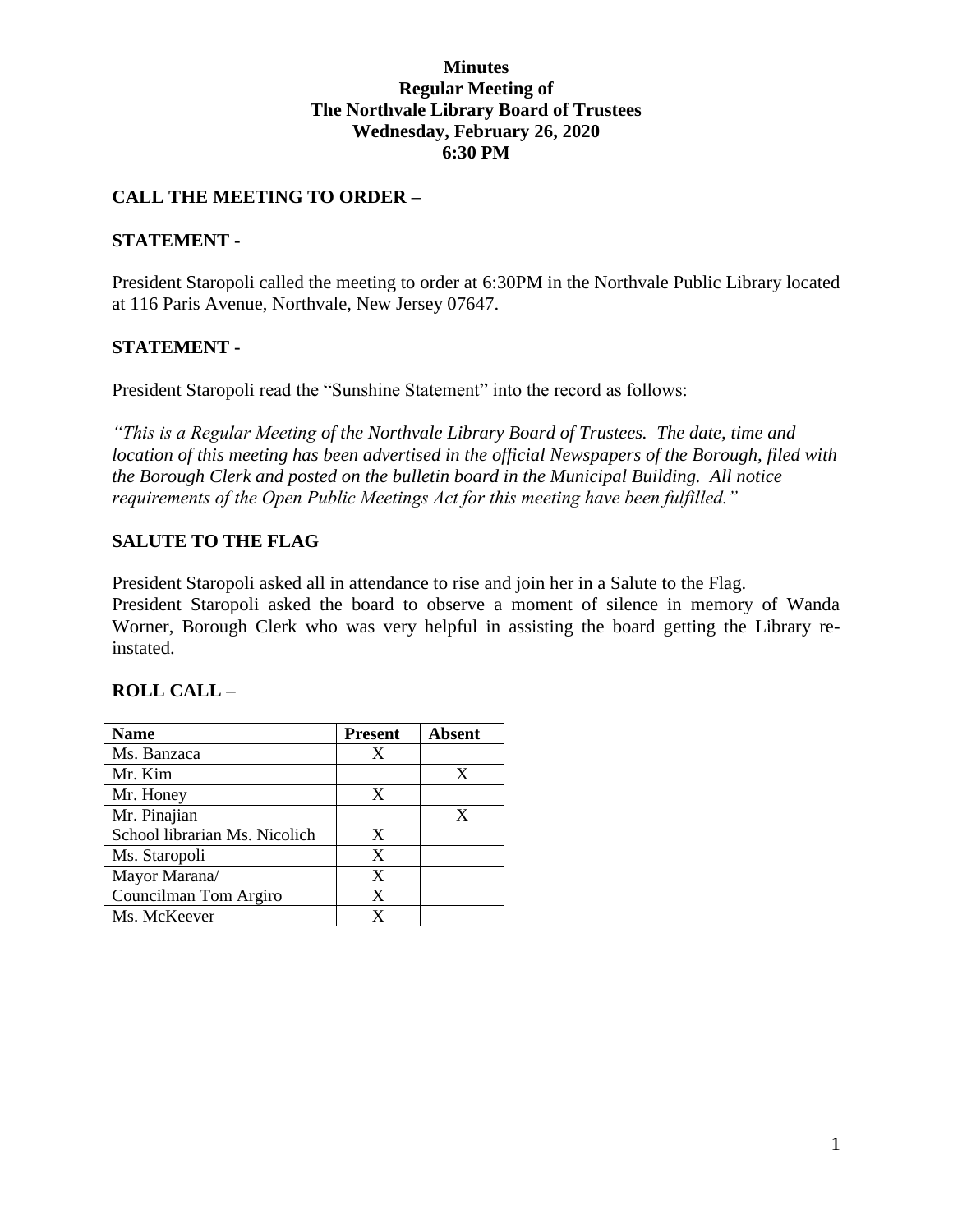**Minutes**
**Regular Meeting of**
**The Northvale Library Board of Trustees**
**Wednesday, February 26, 2020**
**6:30 PM**

## CALL THE MEETING TO ORDER –

## STATEMENT -

President Staropoli called the meeting to order at 6:30PM in the Northvale Public Library located at 116 Paris Avenue, Northvale, New Jersey 07647.

## STATEMENT -

President Staropoli read the "Sunshine Statement" into the record as follows:

*"This is a Regular Meeting of the Northvale Library Board of Trustees. The date, time and location of this meeting has been advertised in the official Newspapers of the Borough, filed with the Borough Clerk and posted on the bulletin board in the Municipal Building. All notice requirements of the Open Public Meetings Act for this meeting have been fulfilled."*

## SALUTE TO THE FLAG

President Staropoli asked all in attendance to rise and join her in a Salute to the Flag.
President Staropoli asked the board to observe a moment of silence in memory of Wanda Worner, Borough Clerk who was very helpful in assisting the board getting the Library re-instated.

## ROLL CALL –

| Name | Present | Absent |
|---|---|---|
| Ms. Banzaca | X | |
| Mr. Kim | | X |
| Mr. Honey | X | |
| Mr. Pinajian | | X |
| School librarian Ms. Nicolich | X | |
| Ms. Staropoli | X | |
| Mayor Marana/ | X | |
| Councilman Tom Argiro | X | |
| Ms. McKeever | X | |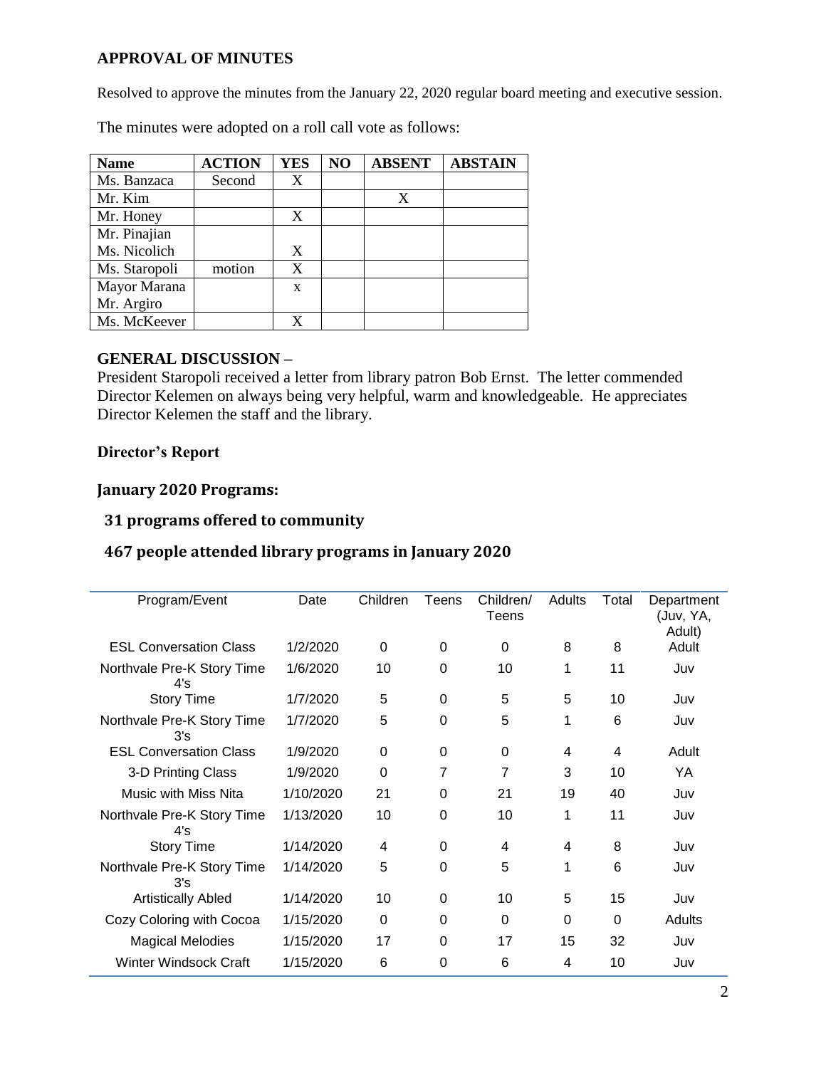## APPROVAL OF MINUTES

Resolved to approve the minutes from the January 22, 2020 regular board meeting and executive session.

The minutes were adopted on a roll call vote as follows:

| Name | ACTION | YES | NO | ABSENT | ABSTAIN |
|---|---|---|---|---|---|
| Ms. Banzaca | Second | X | | | |
| Mr. Kim | | | | X | |
| Mr. Honey | | X | | | |
| Mr. Pinajian<br>Ms. Nicolich | | X | | | |
| Ms. Staropoli | motion | X | | | |
| Mayor Marana<br>Mr. Argiro | | x | | | |
| Ms. McKeever | | X | | | |

## GENERAL DISCUSSION –

President Staropoli received a letter from library patron Bob Ernst. The letter commended Director Kelemen on always being very helpful, warm and knowledgeable. He appreciates Director Kelemen the staff and the library.

### Director's Report

### January 2020 Programs:

**31 programs offered to community**

**467 people attended library programs in January 2020**

| Program/Event | Date | Children | Teens | Children/ Teens | Adults | Total | Department (Juv, YA, Adult) |
|---|---|---|---|---|---|---|---|
| ESL Conversation Class | 1/2/2020 | 0 | 0 | 0 | 8 | 8 | Adult |
| Northvale Pre-K Story Time 4's | 1/6/2020 | 10 | 0 | 10 | 1 | 11 | Juv |
| Story Time | 1/7/2020 | 5 | 0 | 5 | 5 | 10 | Juv |
| Northvale Pre-K Story Time 3's | 1/7/2020 | 5 | 0 | 5 | 1 | 6 | Juv |
| ESL Conversation Class | 1/9/2020 | 0 | 0 | 0 | 4 | 4 | Adult |
| 3-D Printing Class | 1/9/2020 | 0 | 7 | 7 | 3 | 10 | YA |
| Music with Miss Nita | 1/10/2020 | 21 | 0 | 21 | 19 | 40 | Juv |
| Northvale Pre-K Story Time 4's | 1/13/2020 | 10 | 0 | 10 | 1 | 11 | Juv |
| Story Time | 1/14/2020 | 4 | 0 | 4 | 4 | 8 | Juv |
| Northvale Pre-K Story Time 3's | 1/14/2020 | 5 | 0 | 5 | 1 | 6 | Juv |
| Artistically Abled | 1/14/2020 | 10 | 0 | 10 | 5 | 15 | Juv |
| Cozy Coloring with Cocoa | 1/15/2020 | 0 | 0 | 0 | 0 | 0 | Adults |
| Magical Melodies | 1/15/2020 | 17 | 0 | 17 | 15 | 32 | Juv |
| Winter Windsock Craft | 1/15/2020 | 6 | 0 | 6 | 4 | 10 | Juv |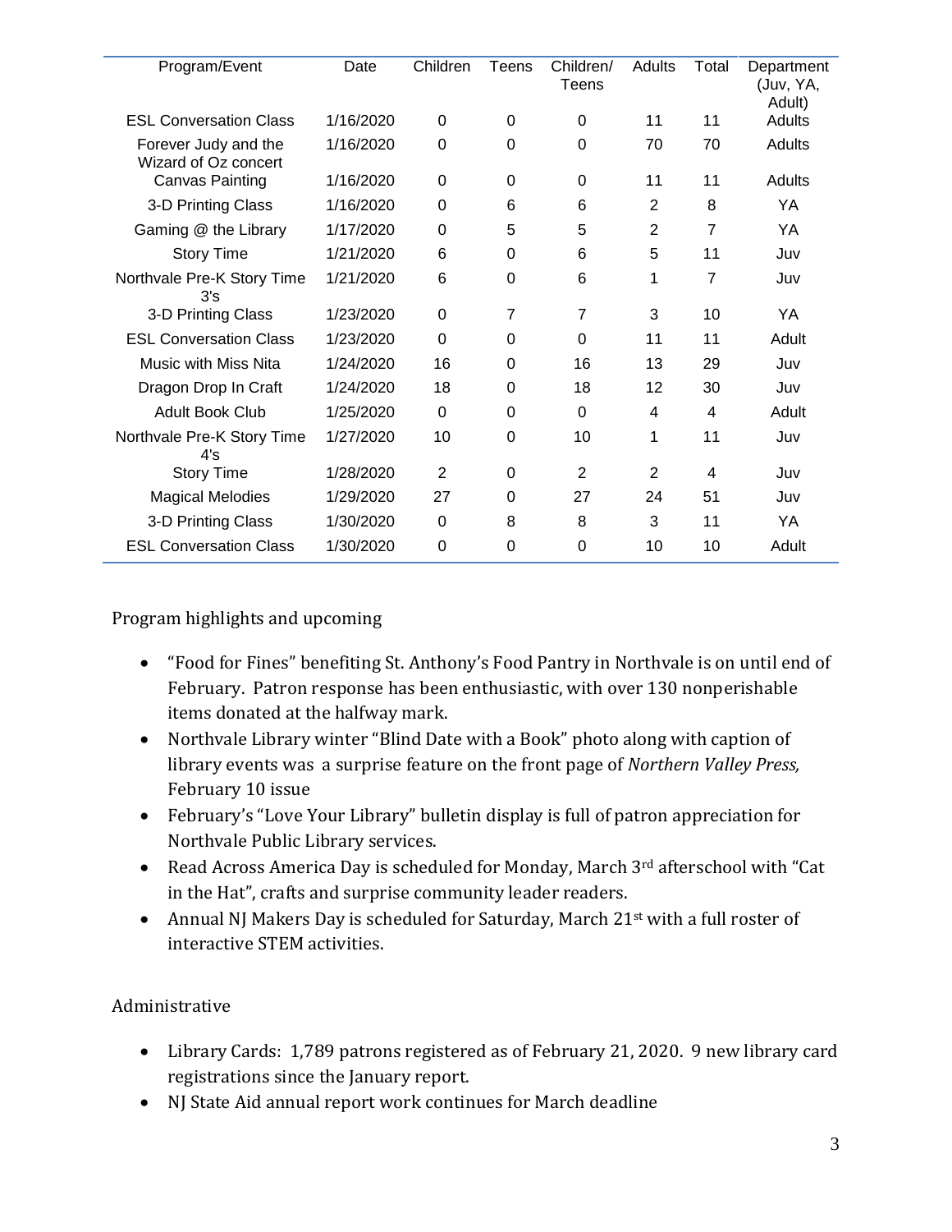| Program/Event | Date | Children | Teens | Children/ Teens | Adults | Total | Department (Juv, YA, Adult) |
|---|---|---|---|---|---|---|---|
| ESL Conversation Class | 1/16/2020 | 0 | 0 | 0 | 11 | 11 | Adults |
| Forever Judy and the Wizard of Oz concert | 1/16/2020 | 0 | 0 | 0 | 70 | 70 | Adults |
| Canvas Painting | 1/16/2020 | 0 | 0 | 0 | 11 | 11 | Adults |
| 3-D Printing Class | 1/16/2020 | 0 | 6 | 6 | 2 | 8 | YA |
| Gaming @ the Library | 1/17/2020 | 0 | 5 | 5 | 2 | 7 | YA |
| Story Time | 1/21/2020 | 6 | 0 | 6 | 5 | 11 | Juv |
| Northvale Pre-K Story Time 3's | 1/21/2020 | 6 | 0 | 6 | 1 | 7 | Juv |
| 3-D Printing Class | 1/23/2020 | 0 | 7 | 7 | 3 | 10 | YA |
| ESL Conversation Class | 1/23/2020 | 0 | 0 | 0 | 11 | 11 | Adult |
| Music with Miss Nita | 1/24/2020 | 16 | 0 | 16 | 13 | 29 | Juv |
| Dragon Drop In Craft | 1/24/2020 | 18 | 0 | 18 | 12 | 30 | Juv |
| Adult Book Club | 1/25/2020 | 0 | 0 | 0 | 4 | 4 | Adult |
| Northvale Pre-K Story Time 4's | 1/27/2020 | 10 | 0 | 10 | 1 | 11 | Juv |
| Story Time | 1/28/2020 | 2 | 0 | 2 | 2 | 4 | Juv |
| Magical Melodies | 1/29/2020 | 27 | 0 | 27 | 24 | 51 | Juv |
| 3-D Printing Class | 1/30/2020 | 0 | 8 | 8 | 3 | 11 | YA |
| ESL Conversation Class | 1/30/2020 | 0 | 0 | 0 | 10 | 10 | Adult |

Program highlights and upcoming

- "Food for Fines" benefiting St. Anthony's Food Pantry in Northvale is on until end of February. Patron response has been enthusiastic, with over 130 nonperishable items donated at the halfway mark.
- Northvale Library winter "Blind Date with a Book" photo along with caption of library events was a surprise feature on the front page of *Northern Valley Press,* February 10 issue
- February's "Love Your Library" bulletin display is full of patron appreciation for Northvale Public Library services.
- Read Across America Day is scheduled for Monday, March 3rd afterschool with "Cat in the Hat", crafts and surprise community leader readers.
- Annual NJ Makers Day is scheduled for Saturday, March 21st with a full roster of interactive STEM activities.

Administrative

- Library Cards: 1,789 patrons registered as of February 21, 2020. 9 new library card registrations since the January report.
- NJ State Aid annual report work continues for March deadline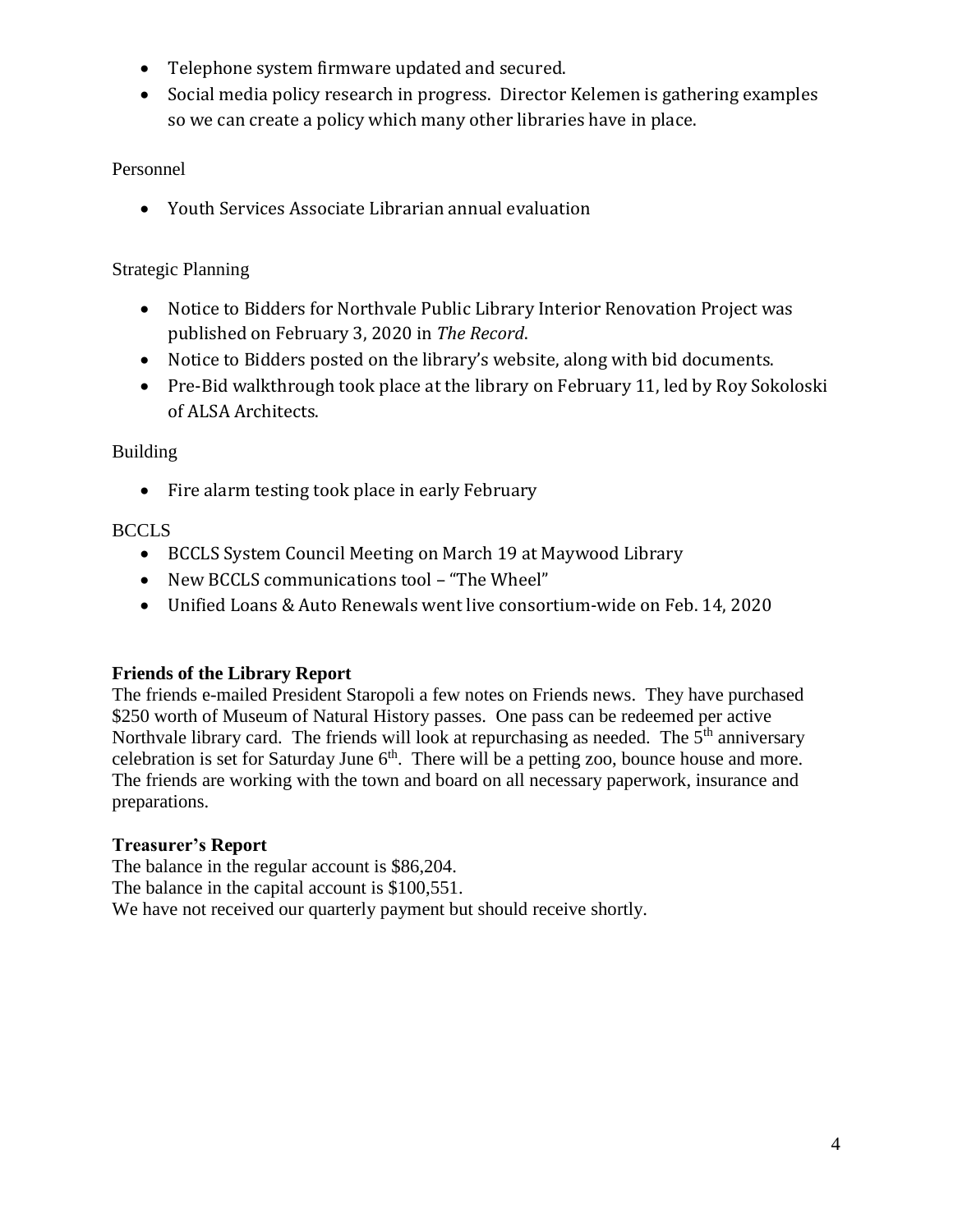- Telephone system firmware updated and secured.
- Social media policy research in progress. Director Kelemen is gathering examples so we can create a policy which many other libraries have in place.

Personnel

- Youth Services Associate Librarian annual evaluation

Strategic Planning

- Notice to Bidders for Northvale Public Library Interior Renovation Project was published on February 3, 2020 in *The Record*.
- Notice to Bidders posted on the library's website, along with bid documents.
- Pre-Bid walkthrough took place at the library on February 11, led by Roy Sokoloski of ALSA Architects.

Building

- Fire alarm testing took place in early February

BCCLS

- BCCLS System Council Meeting on March 19 at Maywood Library
- New BCCLS communications tool – "The Wheel"
- Unified Loans & Auto Renewals went live consortium-wide on Feb. 14, 2020

**Friends of the Library Report**

The friends e-mailed President Staropoli a few notes on Friends news. They have purchased $250 worth of Museum of Natural History passes. One pass can be redeemed per active Northvale library card. The friends will look at repurchasing as needed. The 5th anniversary celebration is set for Saturday June 6th. There will be a petting zoo, bounce house and more. The friends are working with the town and board on all necessary paperwork, insurance and preparations.

**Treasurer's Report**

The balance in the regular account is $86,204.
The balance in the capital account is $100,551.
We have not received our quarterly payment but should receive shortly.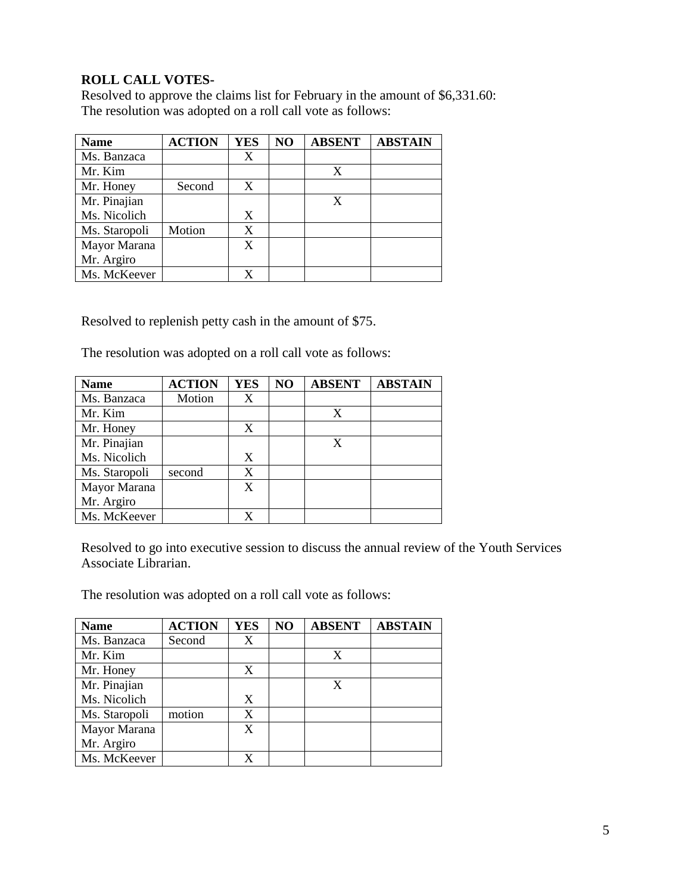**ROLL CALL VOTES-**

Resolved to approve the claims list for February in the amount of $6,331.60:
The resolution was adopted on a roll call vote as follows:

| Name | ACTION | YES | NO | ABSENT | ABSTAIN |
|---|---|---|---|---|---|
| Ms. Banzaca | | X | | | |
| Mr. Kim | | | | X | |
| Mr. Honey | Second | X | | | |
| Mr. Pinajian | | | | X | |
| Ms. Nicolich | | X | | | |
| Ms. Staropoli | Motion | X | | | |
| Mayor Marana | | X | | | |
| Mr. Argiro | | | | | |
| Ms. McKeever | | X | | | |

Resolved to replenish petty cash in the amount of $75.

The resolution was adopted on a roll call vote as follows:

| Name | ACTION | YES | NO | ABSENT | ABSTAIN |
|---|---|---|---|---|---|
| Ms. Banzaca | Motion | X | | | |
| Mr. Kim | | | | X | |
| Mr. Honey | | X | | | |
| Mr. Pinajian | | | | X | |
| Ms. Nicolich | | X | | | |
| Ms. Staropoli | second | X | | | |
| Mayor Marana | | X | | | |
| Mr. Argiro | | | | | |
| Ms. McKeever | | X | | | |

Resolved to go into executive session to discuss the annual review of the Youth Services Associate Librarian.

The resolution was adopted on a roll call vote as follows:

| Name | ACTION | YES | NO | ABSENT | ABSTAIN |
|---|---|---|---|---|---|
| Ms. Banzaca | Second | X | | | |
| Mr. Kim | | | | X | |
| Mr. Honey | | X | | | |
| Mr. Pinajian | | | | X | |
| Ms. Nicolich | | X | | | |
| Ms. Staropoli | motion | X | | | |
| Mayor Marana | | X | | | |
| Mr. Argiro | | | | | |
| Ms. McKeever | | X | | | |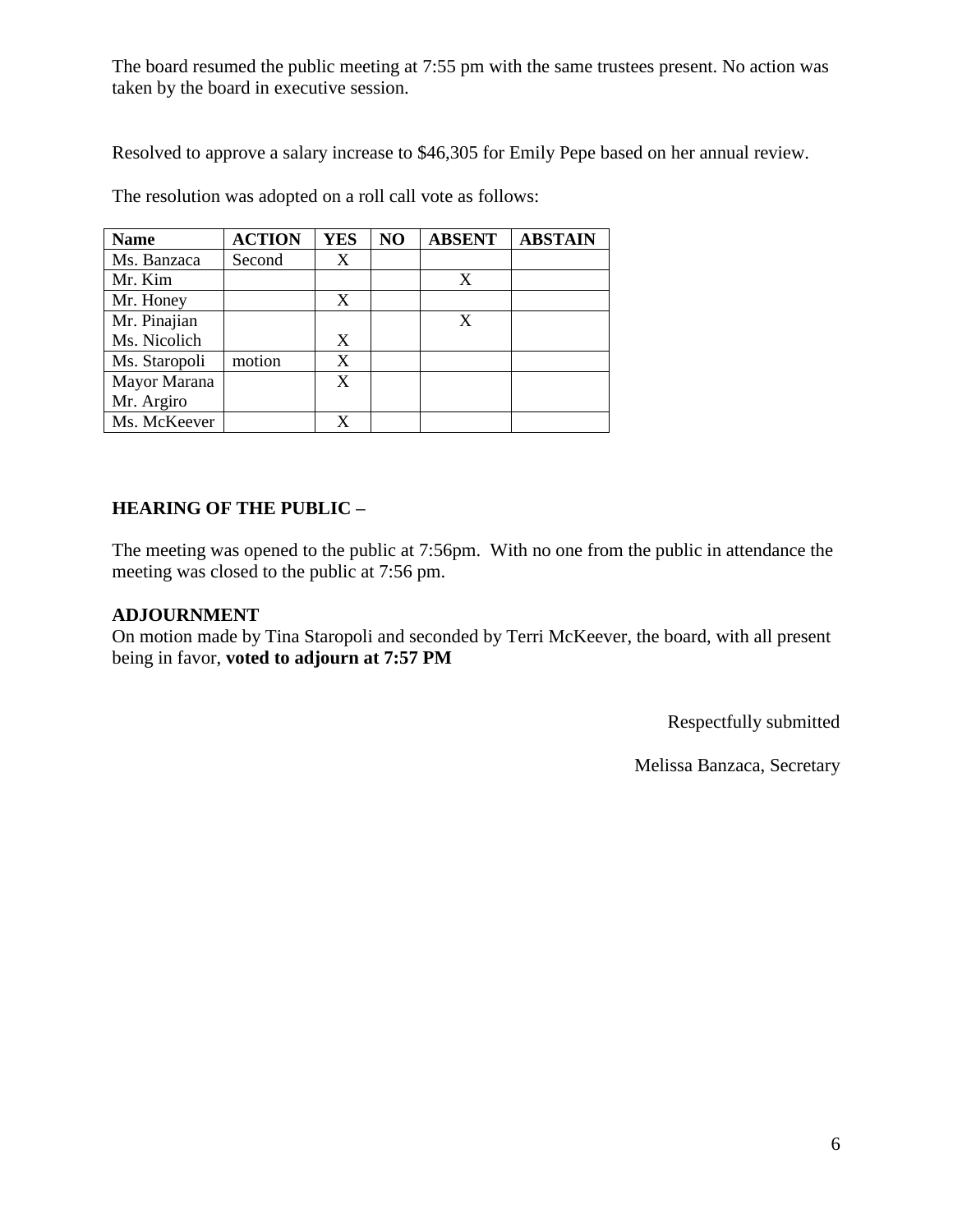The board resumed the public meeting at 7:55 pm with the same trustees present. No action was taken by the board in executive session.

Resolved to approve a salary increase to $46,305 for Emily Pepe based on her annual review.

The resolution was adopted on a roll call vote as follows:

| Name | ACTION | YES | NO | ABSENT | ABSTAIN |
|---|---|---|---|---|---|
| Ms. Banzaca | Second | X | | | |
| Mr. Kim | | | | X | |
| Mr. Honey | | X | | | |
| Mr. Pinajian | | | | X | |
| Ms. Nicolich | | X | | | |
| Ms. Staropoli | motion | X | | | |
| Mayor Marana | | X | | | |
| Mr. Argiro | | | | | |
| Ms. McKeever | | X | | | |

**HEARING OF THE PUBLIC –**

The meeting was opened to the public at 7:56pm. With no one from the public in attendance the meeting was closed to the public at 7:56 pm.

**ADJOURNMENT**

On motion made by Tina Staropoli and seconded by Terri McKeever, the board, with all present being in favor, **voted to adjourn at 7:57 PM**

Respectfully submitted

Melissa Banzaca, Secretary